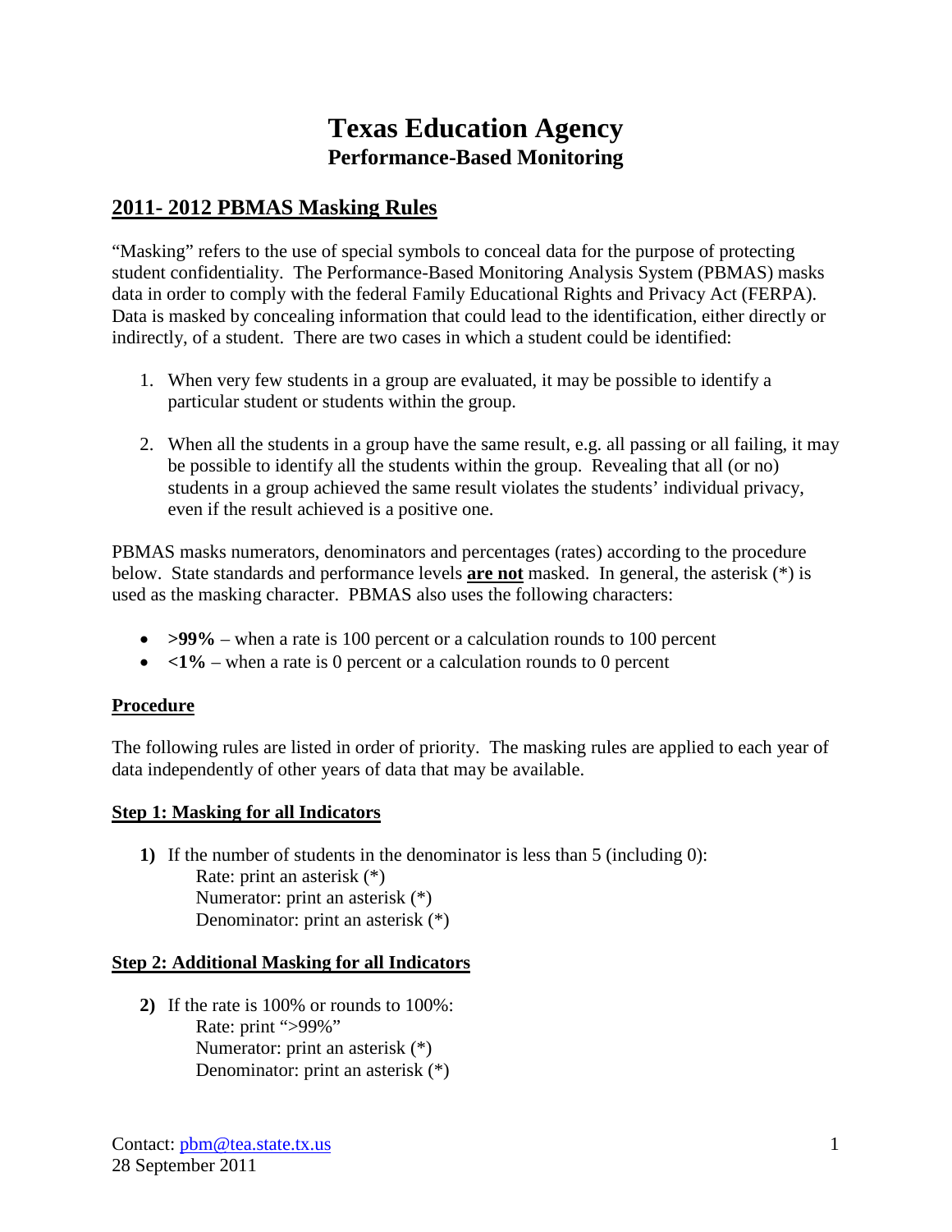# Texas Education Agency

## Performance-Based Monitoring

## 2011- 2012 PBMAS Masking Rules

"Masking" refers to the use of special symbols to conceal data for the purpose of protecting student confidentiality. The Performance-Based Monitoring Analysis System (PBMAS) masks data in order to comply with the federal Family Educational Rights and Privacy Act (FERPA). Data is masked by concealing information that could lead to the identification, either directly or indirectly, of a student. There are two cases in which a student could be identified:

1. When very few students in a group are evaluated, it may be possible to identify a particular student or students within the group.

2. When all the students in a group have the same result, e.g. all passing or all failing, it may be possible to identify all the students within the group. Revealing that all (or no) students in a group achieved the same result violates the students' individual privacy, even if the result achieved is a positive one.

PBMAS masks numerators, denominators and percentages (rates) according to the procedure below. State standards and performance levels **are not** masked. In general, the asterisk (*) is used as the masking character. PBMAS also uses the following characters:

- **>99%** – when a rate is 100 percent or a calculation rounds to 100 percent
- **<1%** – when a rate is 0 percent or a calculation rounds to 0 percent

### Procedure

The following rules are listed in order of priority. The masking rules are applied to each year of data independently of other years of data that may be available.

### Step 1: Masking for all Indicators

**1)** If the number of students in the denominator is less than 5 (including 0):
   Rate: print an asterisk (*)
   Numerator: print an asterisk (*)
   Denominator: print an asterisk (*)

### Step 2: Additional Masking for all Indicators

**2)** If the rate is 100% or rounds to 100%:
   Rate: print ">99%"
   Numerator: print an asterisk (*)
   Denominator: print an asterisk (*)

Contact: pbm@tea.state.tx.us
28 September 2011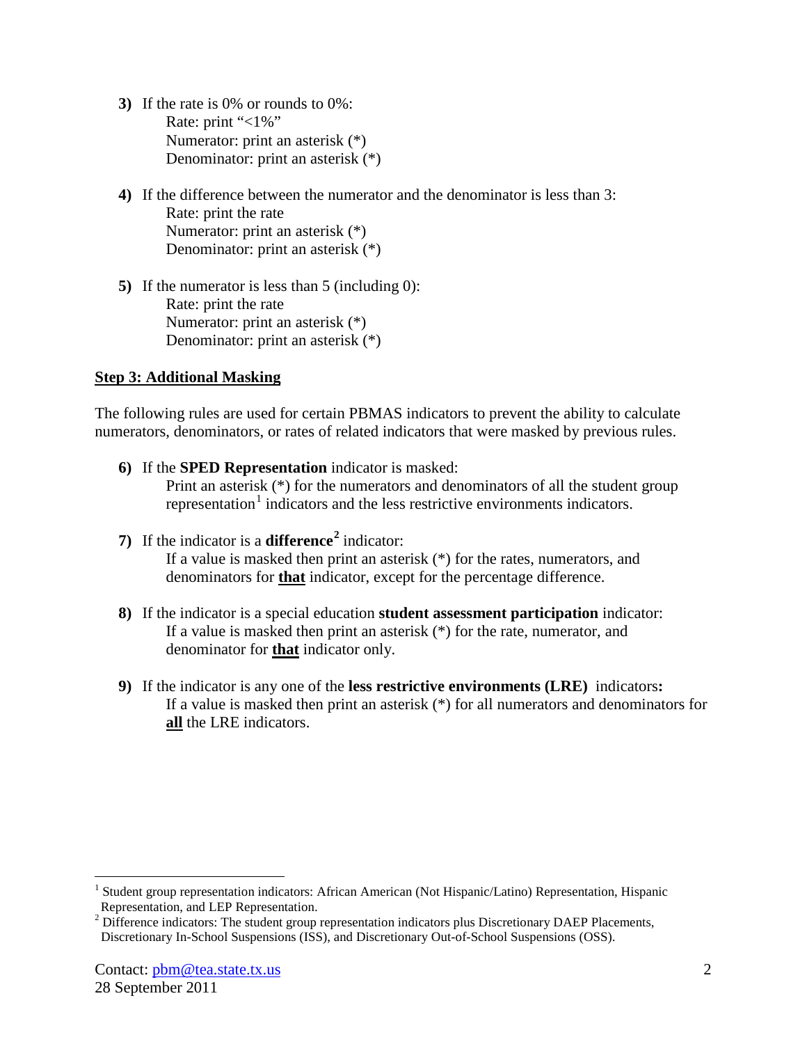3) If the rate is 0% or rounds to 0%:
   Rate: print "<1%"
   Numerator: print an asterisk (*)
   Denominator: print an asterisk (*)

4) If the difference between the numerator and the denominator is less than 3:
   Rate: print the rate
   Numerator: print an asterisk (*)
   Denominator: print an asterisk (*)

5) If the numerator is less than 5 (including 0):
   Rate: print the rate
   Numerator: print an asterisk (*)
   Denominator: print an asterisk (*)

## Step 3: Additional Masking

The following rules are used for certain PBMAS indicators to prevent the ability to calculate numerators, denominators, or rates of related indicators that were masked by previous rules.

6) If the **SPED Representation** indicator is masked:
   Print an asterisk (*) for the numerators and denominators of all the student group representation[1] indicators and the less restrictive environments indicators.

7) If the indicator is a **difference**[2] indicator:
   If a value is masked then print an asterisk (*) for the rates, numerators, and denominators for **that** indicator, except for the percentage difference.

8) If the indicator is a special education **student assessment participation** indicator:
   If a value is masked then print an asterisk (*) for the rate, numerator, and denominator for **that** indicator only.

9) If the indicator is any one of the **less restrictive environments (LRE)** indicators**:**
   If a value is masked then print an asterisk (*) for all numerators and denominators for **all** the LRE indicators.

[1] Student group representation indicators: African American (Not Hispanic/Latino) Representation, Hispanic Representation, and LEP Representation.

[2] Difference indicators: The student group representation indicators plus Discretionary DAEP Placements, Discretionary In-School Suspensions (ISS), and Discretionary Out-of-School Suspensions (OSS).

Contact: pbm@tea.state.tx.us
28 September 2011